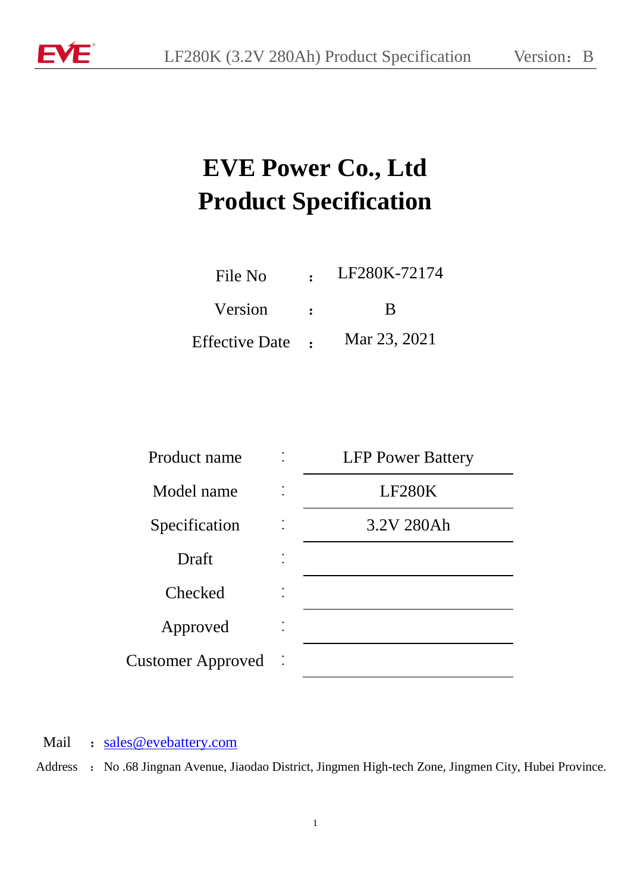# EVE Power Co., Ltd
# Product Specification

| | | |
|---|---|---|
| File No | : | LF280K-72174 |
| Version | : | B |
| Effective Date | : | Mar 23, 2021 |

| | | |
|---|---|---|
| Product name | : | LFP Power Battery |
| Model name | : | LF280K |
| Specification | : | 3.2V 280Ah |
| Draft | : | |
| Checked | : | |
| Approved | : | |
| Customer Approved | : | |

Mail : sales@evebattery.com

Address : No .68 Jingnan Avenue, Jiaodao District, Jingmen High-tech Zone, Jingmen City, Hubei Province.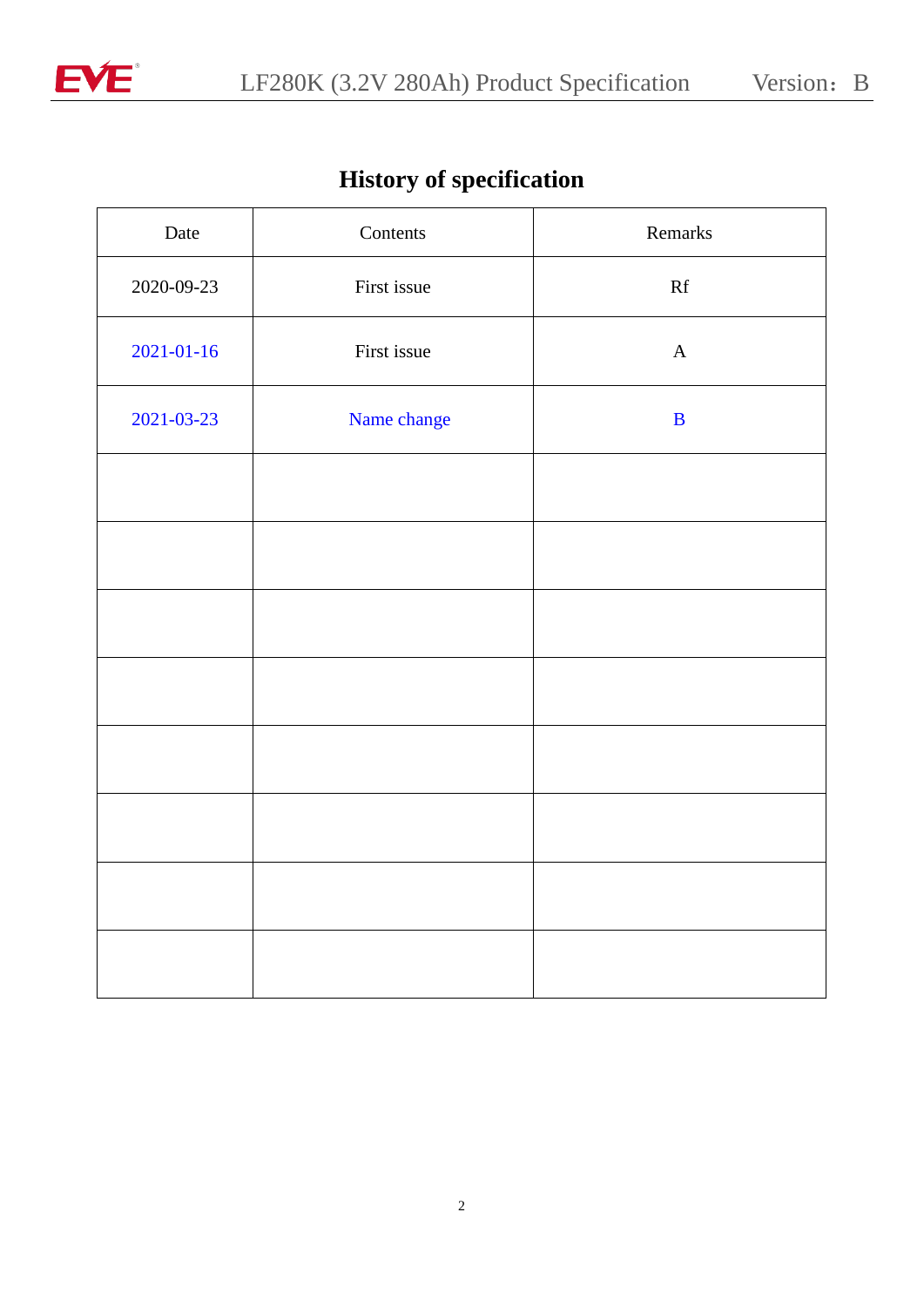# History of specification

| Date | Contents | Remarks |
|---|---|---|
| 2020-09-23 | First issue | Rf |
| 2021-01-16 | First issue | A |
| 2021-03-23 | Name change | B |
| | | |
| | | |
| | | |
| | | |
| | | |
| | | |
| | | |
| | | |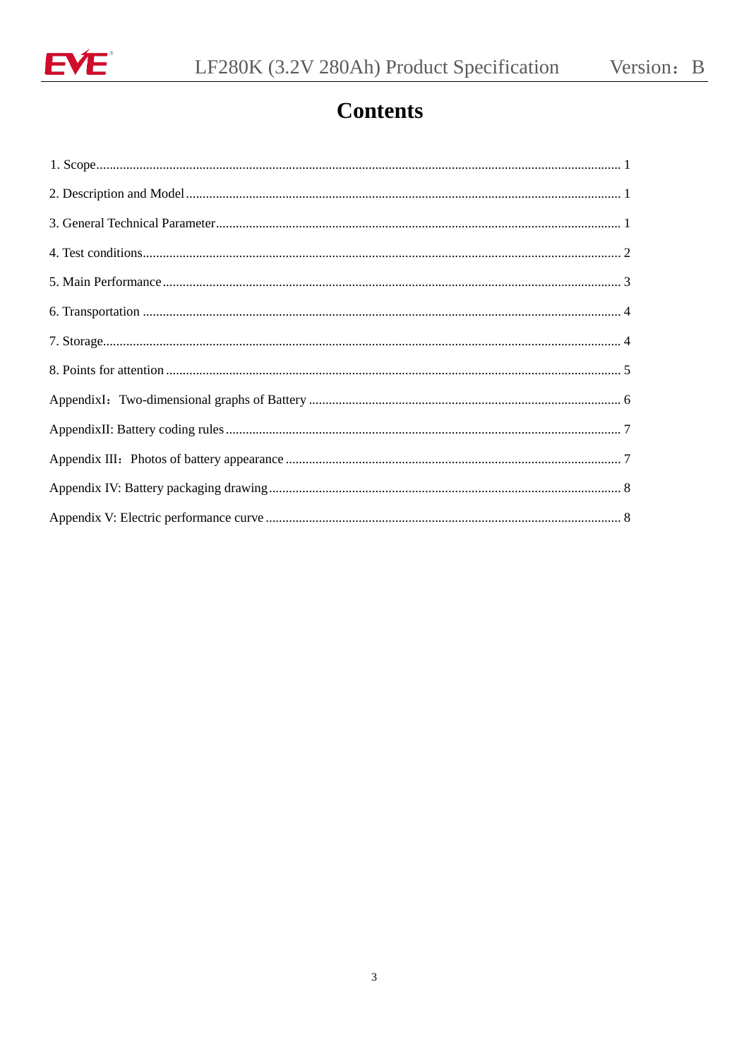# Contents

1. Scope........................................................................................................................................................ 1

2. Description and Model ................................................................................................................................ 1

3. General Technical Parameter........................................................................................................................ 1

4. Test conditions.............................................................................................................................................. 2

5. Main Performance ........................................................................................................................................ 3

6. Transportation .............................................................................................................................................. 4

7. Storage.......................................................................................................................................................... 4

8. Points for attention ....................................................................................................................................... 5

AppendixI：Two-dimensional graphs of Battery ............................................................................................ 6

AppendixII: Battery coding rules ..................................................................................................................... 7

Appendix III：Photos of battery appearance .................................................................................................... 7

Appendix IV: Battery packaging drawing........................................................................................................ 8

Appendix V: Electric performance curve ......................................................................................................... 8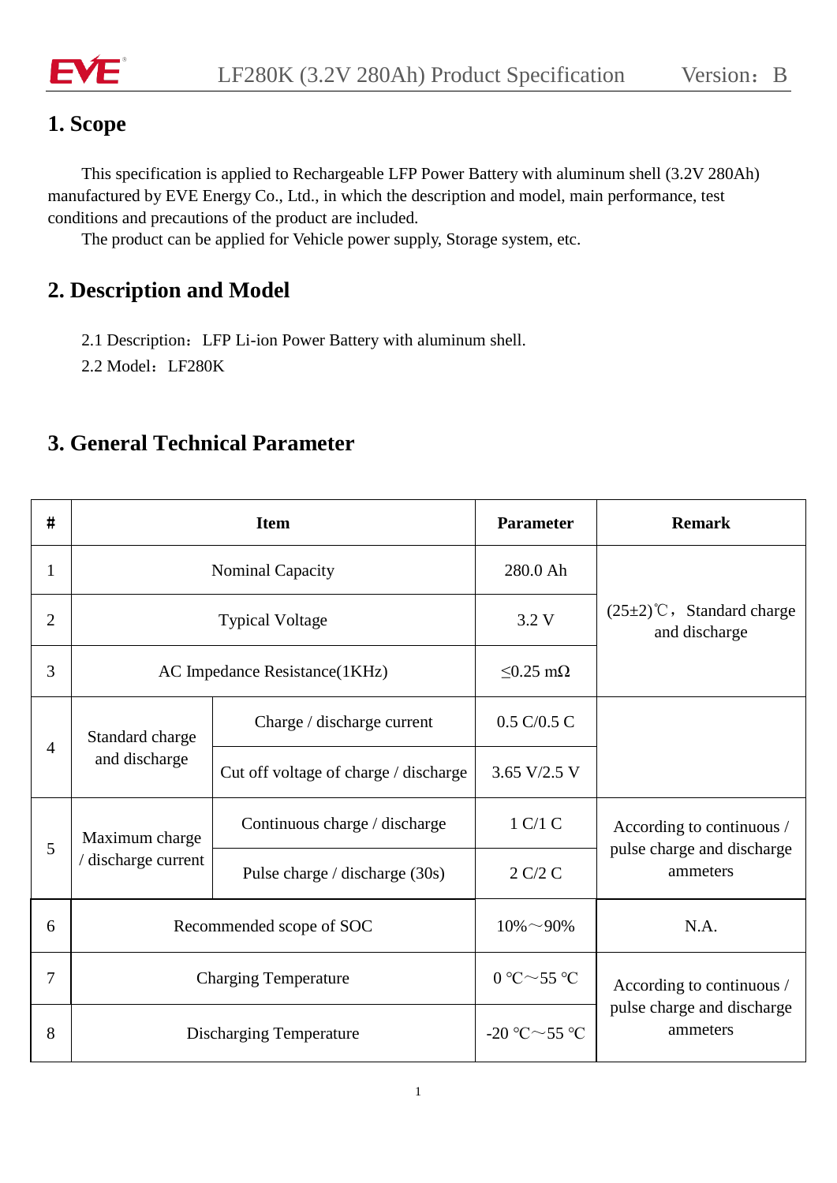# 1. Scope

This specification is applied to Rechargeable LFP Power Battery with aluminum shell (3.2V 280Ah) manufactured by EVE Energy Co., Ltd., in which the description and model, main performance, test conditions and precautions of the product are included.

The product can be applied for Vehicle power supply, Storage system, etc.

# 2. Description and Model

2.1 Description：LFP Li-ion Power Battery with aluminum shell.

2.2 Model：LF280K

# 3. General Technical Parameter

| # | Item | | Parameter | Remark |
|---|---|---|---|---|
| 1 | Nominal Capacity | | 280.0 Ah | (25±2)℃，Standard charge and discharge |
| 2 | Typical Voltage | | 3.2 V | |
| 3 | AC Impedance Resistance(1KHz) | | ≤0.25 mΩ | |
| 4 | Standard charge and discharge | Charge / discharge current | 0.5 C/0.5 C | |
| | | Cut off voltage of charge / discharge | 3.65 V/2.5 V | |
| 5 | Maximum charge / discharge current | Continuous charge / discharge | 1 C/1 C | According to continuous / pulse charge and discharge ammeters |
| | | Pulse charge / discharge (30s) | 2 C/2 C | |
| 6 | Recommended scope of SOC | | 10%～90% | N.A. |
| 7 | Charging Temperature | | 0 ℃～55 ℃ | According to continuous / pulse charge and discharge ammeters |
| 8 | Discharging Temperature | | -20 ℃～55 ℃ | |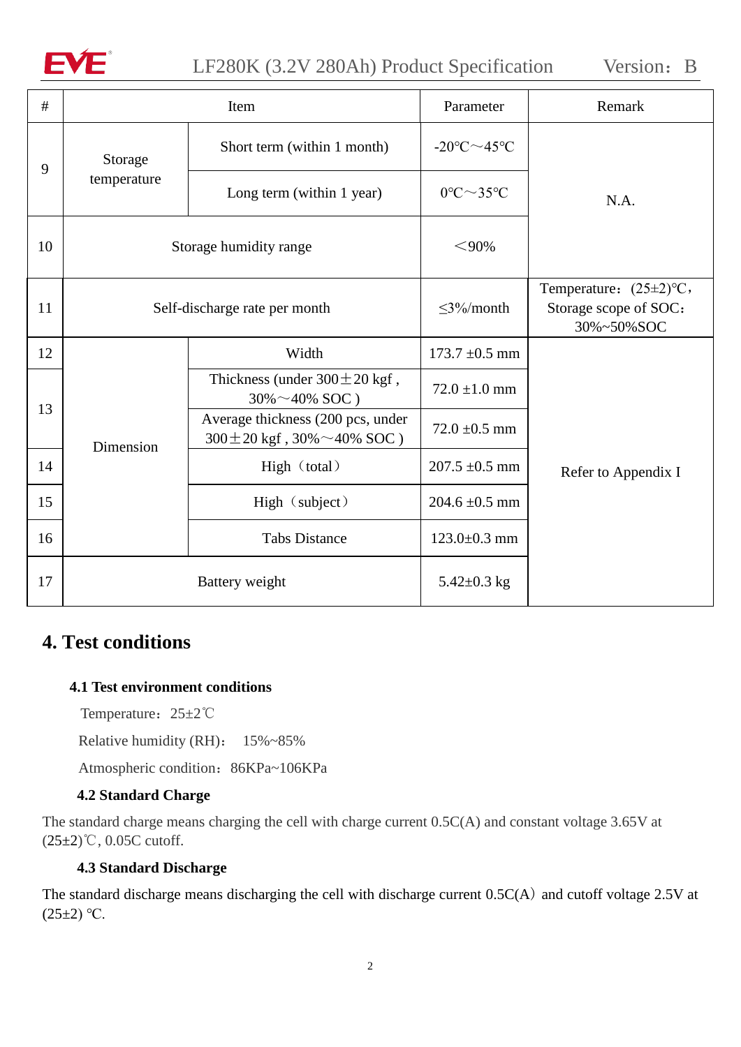| # | Item | | Parameter | Remark |
|---|---|---|---|---|
| 9 | Storage temperature | Short term (within 1 month) | -20℃～45℃ | N.A. |
| | | Long term (within 1 year) | 0℃～35℃ | |
| 10 | Storage humidity range | | ＜90% | |
| 11 | Self-discharge rate per month | | ≤3%/month | Temperature：(25±2)℃，Storage scope of SOC：30%~50%SOC |
| 12 | Dimension | Width | 173.7 ±0.5 mm | Refer to Appendix I |
| 13 | | Thickness (under 300±20 kgf , 30%～40% SOC ) | 72.0 ±1.0 mm | |
| | | Average thickness (200 pcs, under 300±20 kgf , 30%～40% SOC ) | 72.0 ±0.5 mm | |
| 14 | | High（total） | 207.5 ±0.5 mm | |
| 15 | | High（subject） | 204.6 ±0.5 mm | |
| 16 | | Tabs Distance | 123.0±0.3 mm | |
| 17 | Battery weight | | 5.42±0.3 kg | |

# 4. Test conditions

### 4.1 Test environment conditions

Temperature：25±2℃

Relative humidity (RH)： 15%~85%

Atmospheric condition：86KPa~106KPa

### 4.2 Standard Charge

The standard charge means charging the cell with charge current 0.5C(A) and constant voltage 3.65V at (25±2)℃, 0.05C cutoff.

### 4.3 Standard Discharge

The standard discharge means discharging the cell with discharge current 0.5C(A）and cutoff voltage 2.5V at (25±2) ℃.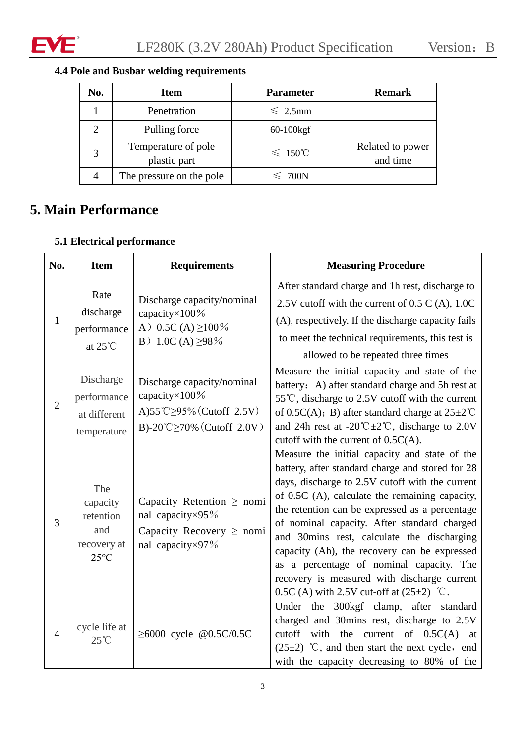### 4.4 Pole and Busbar welding requirements

| No. | Item | Parameter | Remark |
|---|---|---|---|
| 1 | Penetration | ≤ 2.5mm | |
| 2 | Pulling force | 60-100kgf | |
| 3 | Temperature of pole plastic part | ≤ 150℃ | Related to power and time |
| 4 | The pressure on the pole | ≤ 700N | |

## 5. Main Performance

### 5.1 Electrical performance

| No. | Item | Requirements | Measuring Procedure |
|---|---|---|---|
| 1 | Rate discharge performance at 25℃ | Discharge capacity/nominal capacity×100％<br>A）0.5C (A) ≥100％<br>B）1.0C (A) ≥98％ | After standard charge and 1h rest, discharge to 2.5V cutoff with the current of 0.5 C (A), 1.0C (A), respectively. If the discharge capacity fails to meet the technical requirements, this test is allowed to be repeated three times |
| 2 | Discharge performance at different temperature | Discharge capacity/nominal capacity×100％<br>A)55℃≥95%（Cutoff 2.5V）<br>B)-20℃≥70%（Cutoff 2.0V） | Measure the initial capacity and state of the battery：A) after standard charge and 5h rest at 55℃, discharge to 2.5V cutoff with the current of 0.5C(A)；B) after standard charge at 25±2℃ and 24h rest at -20℃±2℃, discharge to 2.0V cutoff with the current of 0.5C(A). |
| 3 | The capacity retention and recovery at 25℃ | Capacity Retention ≥ nominal capacity×95％<br>Capacity Recovery ≥ nominal capacity×97％ | Measure the initial capacity and state of the battery, after standard charge and stored for 28 days, discharge to 2.5V cutoff with the current of 0.5C (A), calculate the remaining capacity, the retention can be expressed as a percentage of nominal capacity. After standard charged and 30mins rest, calculate the discharging capacity (Ah), the recovery can be expressed as a percentage of nominal capacity. The recovery is measured with discharge current 0.5C (A) with 2.5V cut-off at (25±2) ℃. |
| 4 | cycle life at 25℃ | ≥6000 cycle @0.5C/0.5C | Under the 300kgf clamp, after standard charged and 30mins rest, discharge to 2.5V cutoff with the current of 0.5C(A) at (25±2) ℃, and then start the next cycle，end with the capacity decreasing to 80% of the |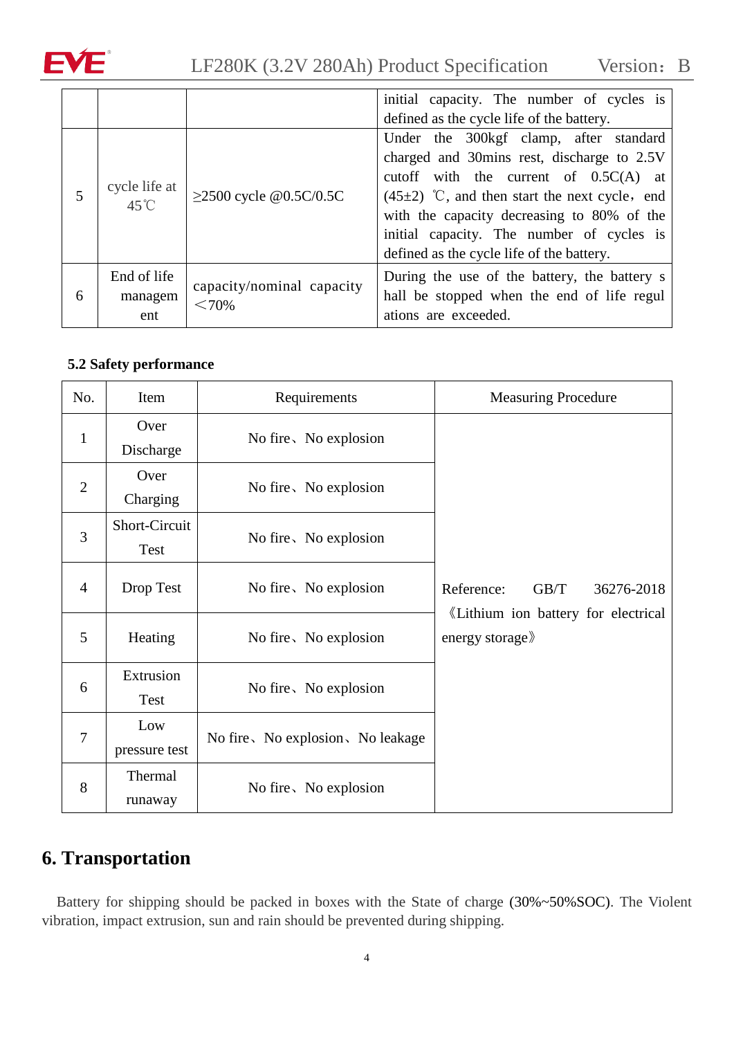| | | | |
|---|---|---|---|
| | | | initial capacity. The number of cycles is defined as the cycle life of the battery. |
| 5 | cycle life at 45℃ | ≥2500 cycle @0.5C/0.5C | Under the 300kgf clamp, after standard charged and 30mins rest, discharge to 2.5V cutoff with the current of 0.5C(A) at (45±2) ℃, and then start the next cycle，end with the capacity decreasing to 80% of the initial capacity. The number of cycles is defined as the cycle life of the battery. |
| 6 | End of life management | capacity/nominal capacity ＜70% | During the use of the battery, the battery shall be stopped when the end of life regulations are exceeded. |

**5.2 Safety performance**

| No. | Item | Requirements | Measuring Procedure |
|---|---|---|---|
| 1 | Over Discharge | No fire、No explosion | Reference: GB/T 36276-2018《Lithium ion battery for electrical energy storage》 |
| 2 | Over Charging | No fire、No explosion | |
| 3 | Short-Circuit Test | No fire、No explosion | |
| 4 | Drop Test | No fire、No explosion | |
| 5 | Heating | No fire、No explosion | |
| 6 | Extrusion Test | No fire、No explosion | |
| 7 | Low pressure test | No fire、No explosion、No leakage | |
| 8 | Thermal runaway | No fire、No explosion | |

# 6. Transportation

Battery for shipping should be packed in boxes with the State of charge (30%~50%SOC). The Violent vibration, impact extrusion, sun and rain should be prevented during shipping.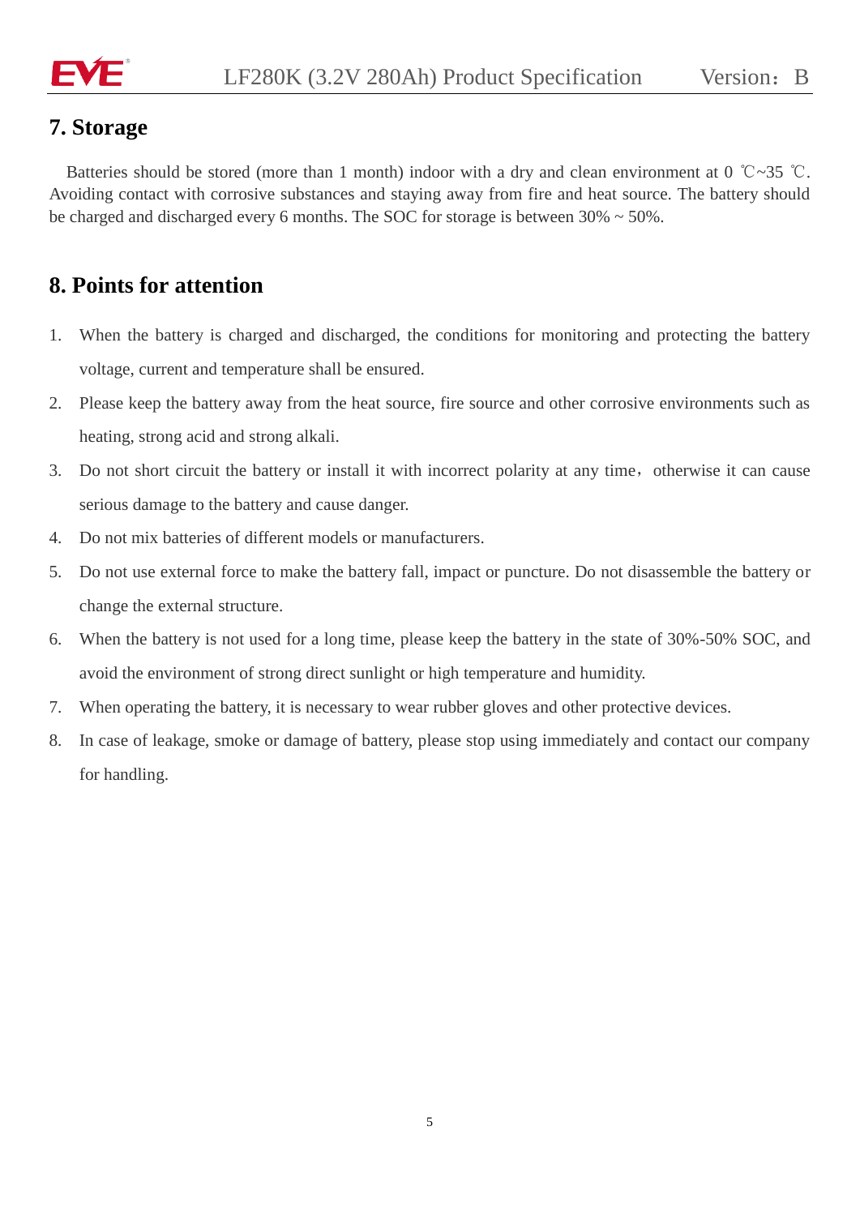## 7. Storage

Batteries should be stored (more than 1 month) indoor with a dry and clean environment at 0 ℃~35 ℃. Avoiding contact with corrosive substances and staying away from fire and heat source. The battery should be charged and discharged every 6 months. The SOC for storage is between 30% ~ 50%.

## 8. Points for attention

1. When the battery is charged and discharged, the conditions for monitoring and protecting the battery voltage, current and temperature shall be ensured.
2. Please keep the battery away from the heat source, fire source and other corrosive environments such as heating, strong acid and strong alkali.
3. Do not short circuit the battery or install it with incorrect polarity at any time，otherwise it can cause serious damage to the battery and cause danger.
4. Do not mix batteries of different models or manufacturers.
5. Do not use external force to make the battery fall, impact or puncture. Do not disassemble the battery or change the external structure.
6. When the battery is not used for a long time, please keep the battery in the state of 30%-50% SOC, and avoid the environment of strong direct sunlight or high temperature and humidity.
7. When operating the battery, it is necessary to wear rubber gloves and other protective devices.
8. In case of leakage, smoke or damage of battery, please stop using immediately and contact our company for handling.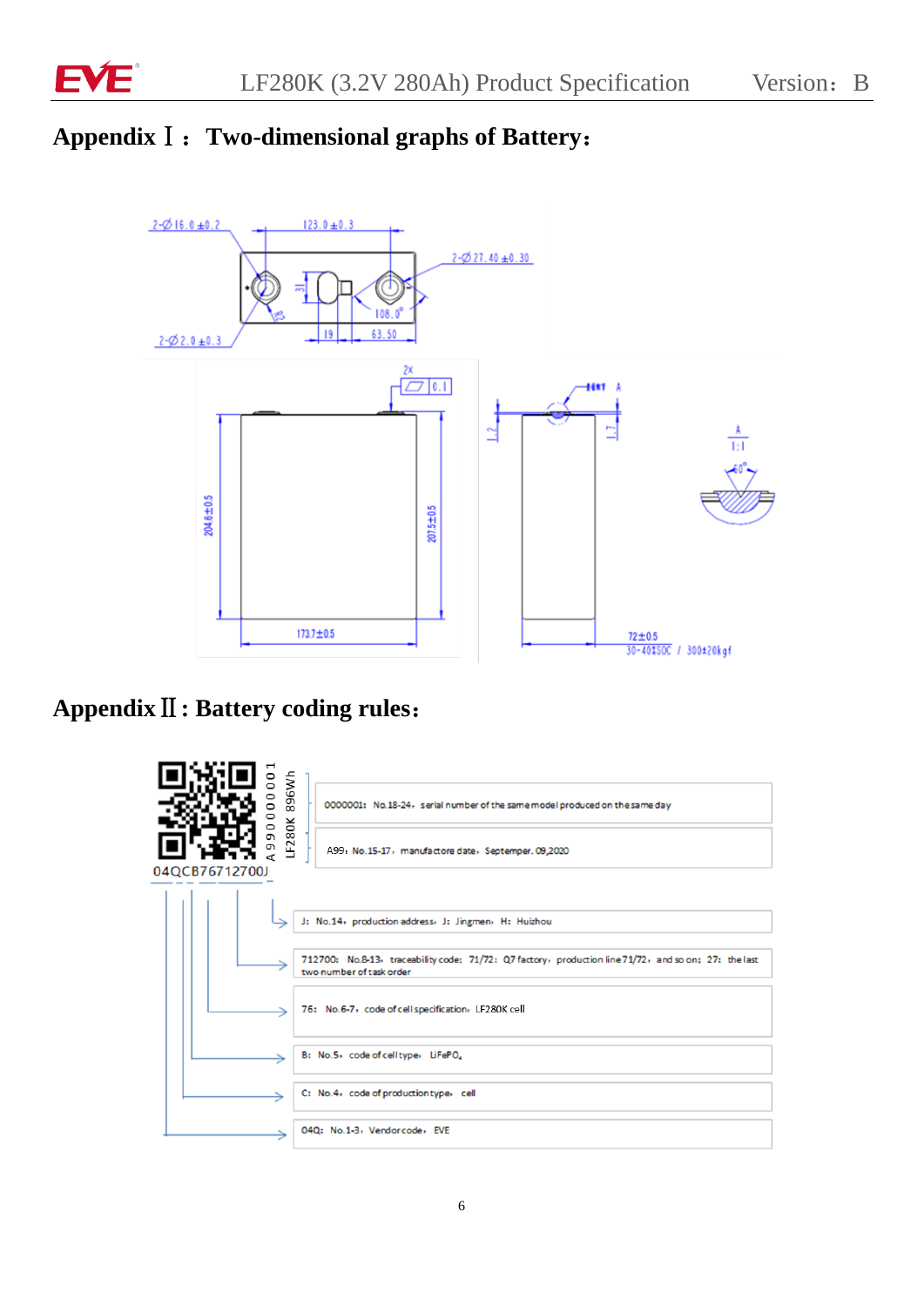## Appendix Ⅰ： Two-dimensional graphs of Battery：

2-Ø16.0±0.2
123.0±0.3
2-Ø27.40±0.30
31
R3
108.0°
2-Ø2.0±0.3
19
63.50
2X
0.1
204.6±0.5
207.5±0.5
173.7±0.5
1.2
1.7
A
1:1
60°
72±0.5
30-40%SOC / 300±20kgf

## Appendix Ⅱ: Battery coding rules：

LF280K 896Wh
A99000001
04QCB76712700J

0000001: No.18-24, serial number of the same model produced on the same day

A99: No.15-17, manufactore date, Septemper. 09,2020

J: No.14, production address, J: Jingmen, H: Huizhou

712700: No.8-13, traceability code; 71/72: Q7 factory, production line 71/72, and so on; 27: the last two number of task order

76: No.6-7, code of cell specification, LF280K cell

B: No.5, code of cell type, $LiFePO_4$

C: No.4, code of production type, cell

04Q: No.1-3, Vendor code, EVE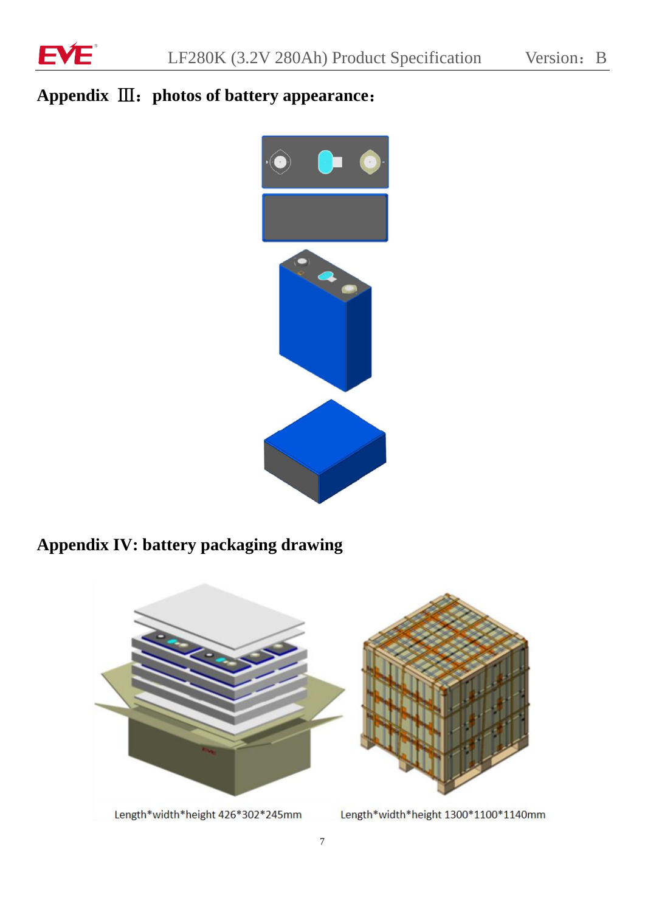## Appendix Ⅲ：photos of battery appearance：

## Appendix IV: battery packaging drawing

Length*width*height 426*302*245mm

Length*width*height 1300*1100*1140mm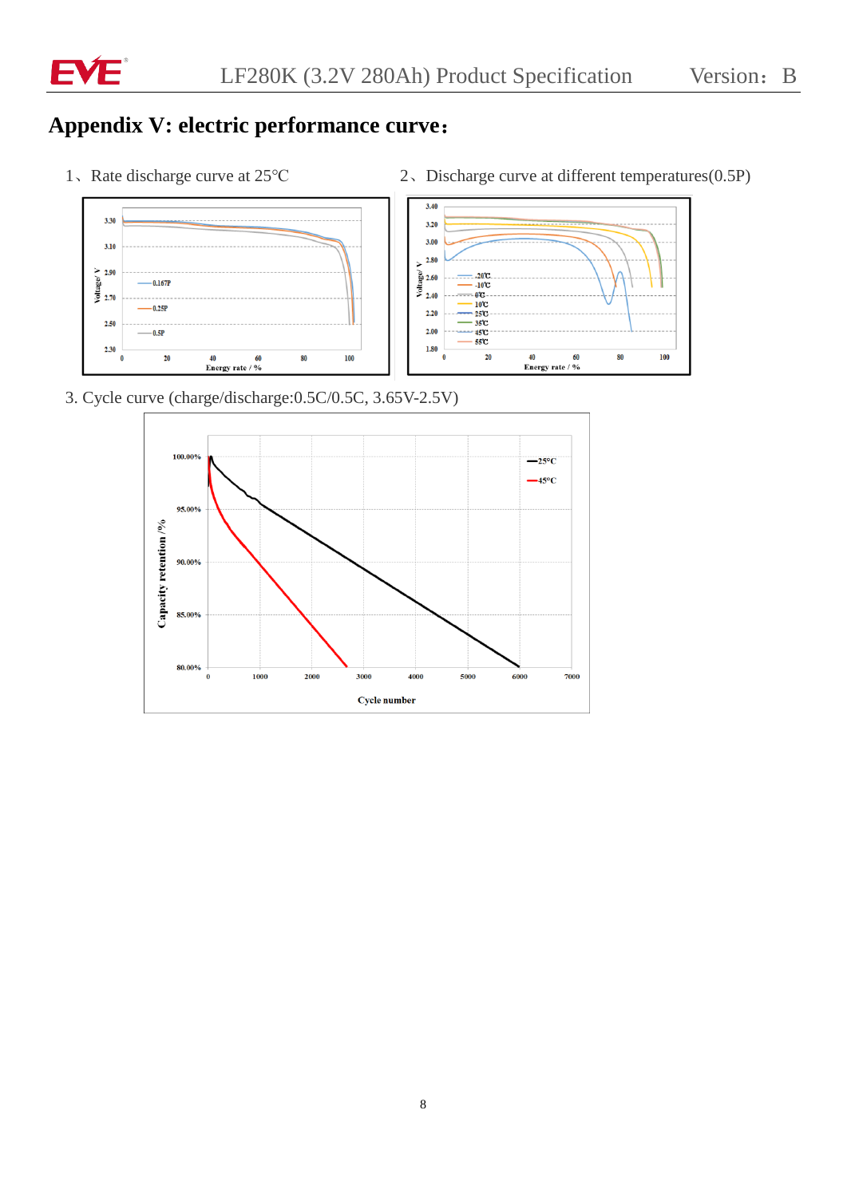# Appendix V: electric performance curve：

1、Rate discharge curve at 25℃

3.30
3.10
2.90
2.70
2.50
2.30
Voltage/ V
0.167P
0.25P
0.5P
0
20
40
60
80
100
Energy rate / %

2、Discharge curve at different temperatures(0.5P)

3.40
3.20
3.00
2.80
2.60
2.40
2.20
2.00
1.80
Voltage/ V
-20℃
-10℃
0℃
10℃
25℃
35℃
45℃
55℃
0
20
40
60
80
100
Energy rate / %

3. Cycle curve (charge/discharge:0.5C/0.5C, 3.65V-2.5V)

100.00%
95.00%
90.00%
85.00%
80.00%
Capacity retention /%
25°C
45°C
0
1000
2000
3000
4000
5000
6000
7000
Cycle number